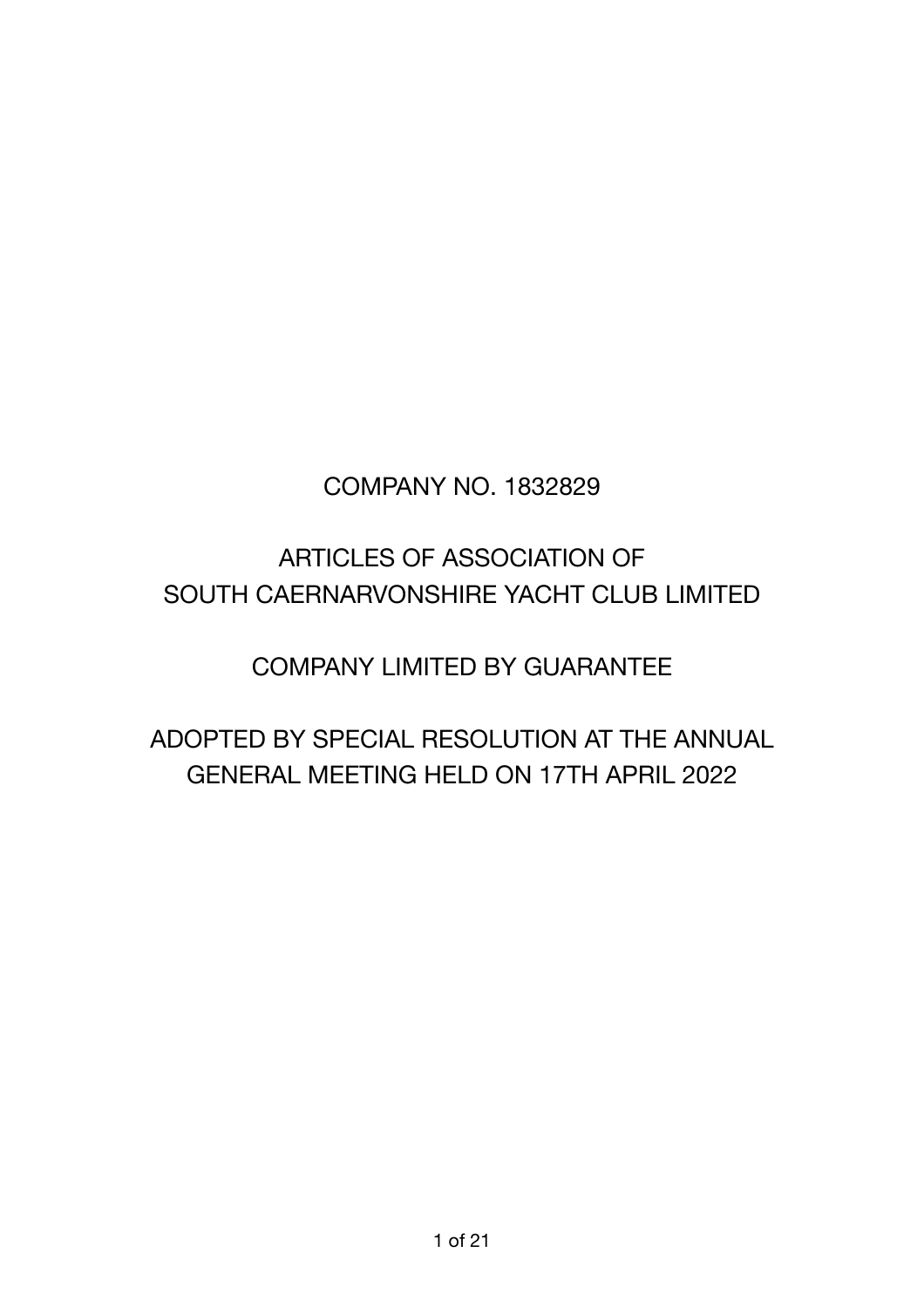COMPANY NO. 1832829

# ARTICLES OF ASSOCIATION OF SOUTH CAERNARVONSHIRE YACHT CLUB LIMITED

COMPANY LIMITED BY GUARANTEE

ADOPTED BY SPECIAL RESOLUTION AT THE ANNUAL GENERAL MEETING HELD ON 17TH APRIL 2022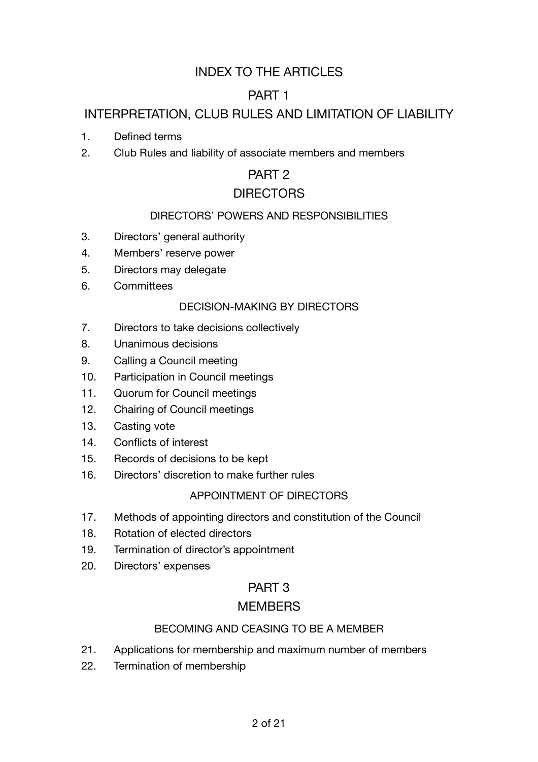# INDEX TO THE ARTICLES

## PART 1

## INTERPRETATION, CLUB RULES AND LIMITATION OF LIABILITY

1. Defined terms
2. Club Rules and liability of associate members and members

## PART 2

## DIRECTORS

### DIRECTORS' POWERS AND RESPONSIBILITIES

3. Directors' general authority
4. Members' reserve power
5. Directors may delegate
6. Committees

### DECISION-MAKING BY DIRECTORS

7. Directors to take decisions collectively
8. Unanimous decisions
9. Calling a Council meeting
10. Participation in Council meetings
11. Quorum for Council meetings
12. Chairing of Council meetings
13. Casting vote
14. Conflicts of interest
15. Records of decisions to be kept
16. Directors' discretion to make further rules

### APPOINTMENT OF DIRECTORS

17. Methods of appointing directors and constitution of the Council
18. Rotation of elected directors
19. Termination of director's appointment
20. Directors' expenses

## PART 3

## MEMBERS

### BECOMING AND CEASING TO BE A MEMBER

21. Applications for membership and maximum number of members
22. Termination of membership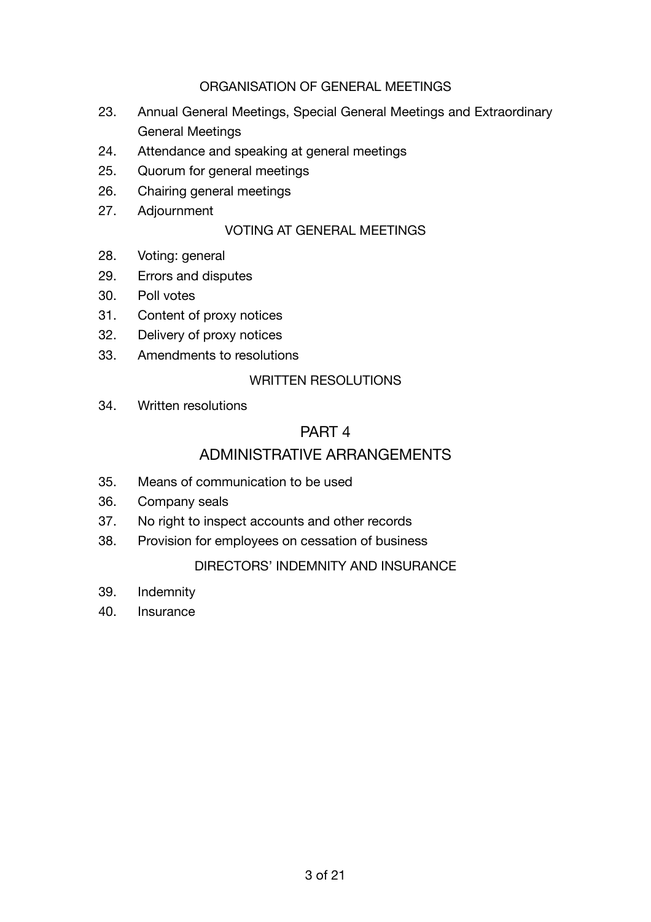### ORGANISATION OF GENERAL MEETINGS

23. Annual General Meetings, Special General Meetings and Extraordinary General Meetings
24. Attendance and speaking at general meetings
25. Quorum for general meetings
26. Chairing general meetings
27. Adjournment

### VOTING AT GENERAL MEETINGS

28. Voting: general
29. Errors and disputes
30. Poll votes
31. Content of proxy notices
32. Delivery of proxy notices
33. Amendments to resolutions

### WRITTEN RESOLUTIONS

34. Written resolutions

## PART 4

## ADMINISTRATIVE ARRANGEMENTS

35. Means of communication to be used
36. Company seals
37. No right to inspect accounts and other records
38. Provision for employees on cessation of business

### DIRECTORS' INDEMNITY AND INSURANCE

39. Indemnity
40. Insurance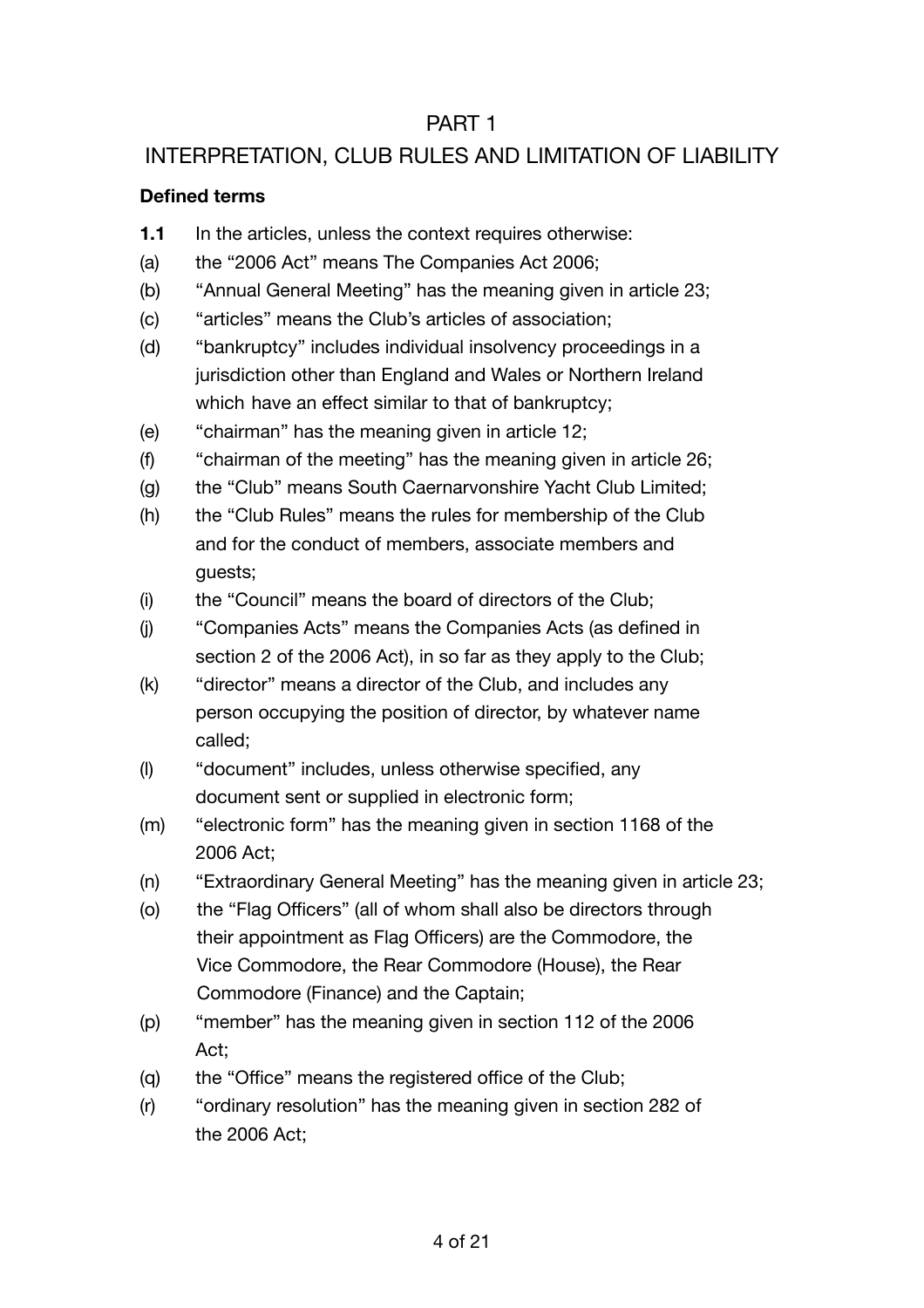# PART 1

## INTERPRETATION, CLUB RULES AND LIMITATION OF LIABILITY

### Defined terms

**1.1** In the articles, unless the context requires otherwise:

(a) the "2006 Act" means The Companies Act 2006;

(b) "Annual General Meeting" has the meaning given in article 23;

(c) "articles" means the Club's articles of association;

(d) "bankruptcy" includes individual insolvency proceedings in a jurisdiction other than England and Wales or Northern Ireland which have an effect similar to that of bankruptcy;

(e) "chairman" has the meaning given in article 12;

(f) "chairman of the meeting" has the meaning given in article 26;

(g) the "Club" means South Caernarvonshire Yacht Club Limited;

(h) the "Club Rules" means the rules for membership of the Club and for the conduct of members, associate members and guests;

(i) the "Council" means the board of directors of the Club;

(j) "Companies Acts" means the Companies Acts (as defined in section 2 of the 2006 Act), in so far as they apply to the Club;

(k) "director" means a director of the Club, and includes any person occupying the position of director, by whatever name called;

(l) "document" includes, unless otherwise specified, any document sent or supplied in electronic form;

(m) "electronic form" has the meaning given in section 1168 of the 2006 Act;

(n) "Extraordinary General Meeting" has the meaning given in article 23;

(o) the "Flag Officers" (all of whom shall also be directors through their appointment as Flag Officers) are the Commodore, the Vice Commodore, the Rear Commodore (House), the Rear Commodore (Finance) and the Captain;

(p) "member" has the meaning given in section 112 of the 2006 Act;

(q) the "Office" means the registered office of the Club;

(r) "ordinary resolution" has the meaning given in section 282 of the 2006 Act;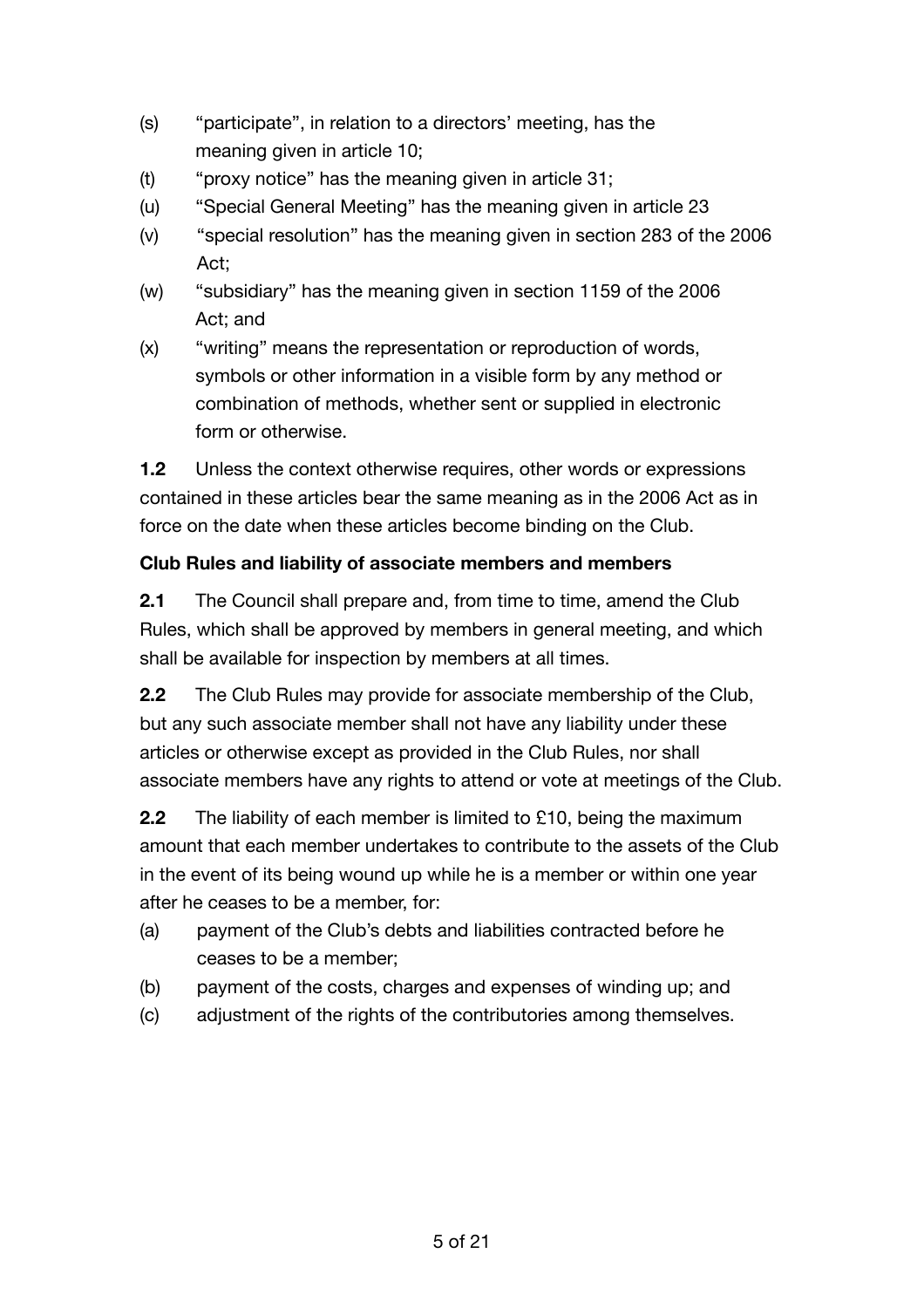(s) "participate", in relation to a directors' meeting, has the meaning given in article 10;

(t) "proxy notice" has the meaning given in article 31;

(u) "Special General Meeting" has the meaning given in article 23

(v) "special resolution" has the meaning given in section 283 of the 2006 Act;

(w) "subsidiary" has the meaning given in section 1159 of the 2006 Act; and

(x) "writing" means the representation or reproduction of words, symbols or other information in a visible form by any method or combination of methods, whether sent or supplied in electronic form or otherwise.

**1.2** Unless the context otherwise requires, other words or expressions contained in these articles bear the same meaning as in the 2006 Act as in force on the date when these articles become binding on the Club.

**Club Rules and liability of associate members and members**

**2.1** The Council shall prepare and, from time to time, amend the Club Rules, which shall be approved by members in general meeting, and which shall be available for inspection by members at all times.

**2.2** The Club Rules may provide for associate membership of the Club, but any such associate member shall not have any liability under these articles or otherwise except as provided in the Club Rules, nor shall associate members have any rights to attend or vote at meetings of the Club.

**2.2** The liability of each member is limited to £10, being the maximum amount that each member undertakes to contribute to the assets of the Club in the event of its being wound up while he is a member or within one year after he ceases to be a member, for:

(a) payment of the Club's debts and liabilities contracted before he ceases to be a member;

(b) payment of the costs, charges and expenses of winding up; and

(c) adjustment of the rights of the contributories among themselves.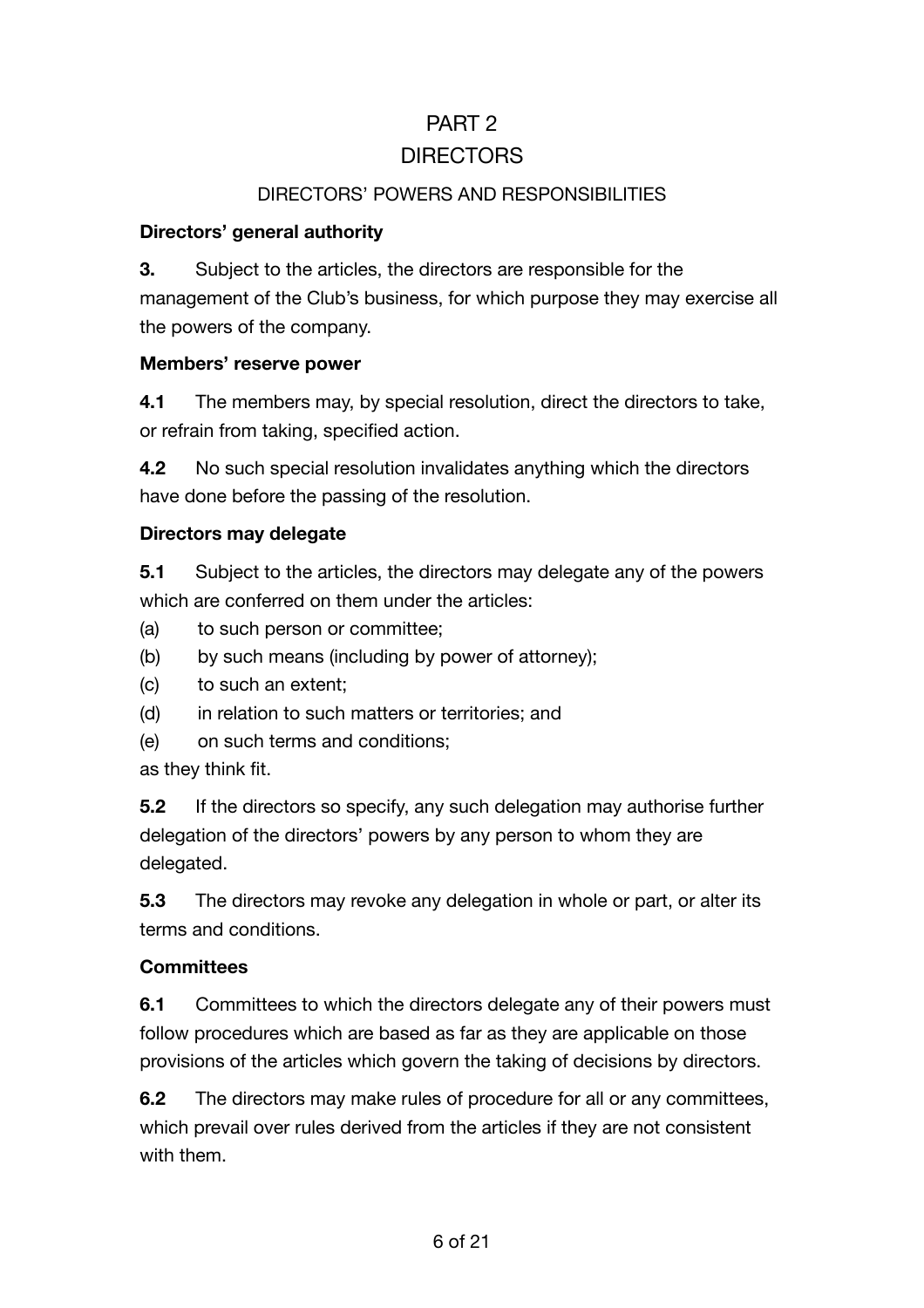# PART 2

# DIRECTORS

## DIRECTORS' POWERS AND RESPONSIBILITIES

**Directors' general authority**

**3.** Subject to the articles, the directors are responsible for the management of the Club's business, for which purpose they may exercise all the powers of the company.

**Members' reserve power**

**4.1** The members may, by special resolution, direct the directors to take, or refrain from taking, specified action.

**4.2** No such special resolution invalidates anything which the directors have done before the passing of the resolution.

**Directors may delegate**

**5.1** Subject to the articles, the directors may delegate any of the powers which are conferred on them under the articles:

(a) to such person or committee;

(b) by such means (including by power of attorney);

(c) to such an extent;

(d) in relation to such matters or territories; and

(e) on such terms and conditions;

as they think fit.

**5.2** If the directors so specify, any such delegation may authorise further delegation of the directors' powers by any person to whom they are delegated.

**5.3** The directors may revoke any delegation in whole or part, or alter its terms and conditions.

**Committees**

**6.1** Committees to which the directors delegate any of their powers must follow procedures which are based as far as they are applicable on those provisions of the articles which govern the taking of decisions by directors.

**6.2** The directors may make rules of procedure for all or any committees, which prevail over rules derived from the articles if they are not consistent with them.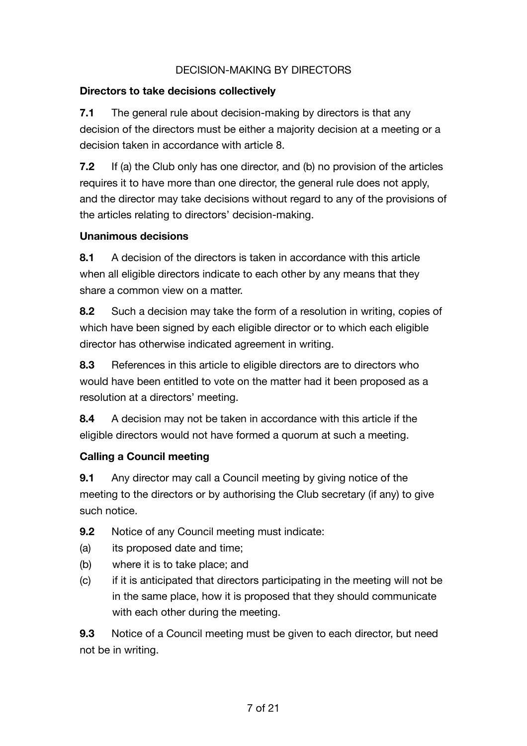DECISION-MAKING BY DIRECTORS

**Directors to take decisions collectively**

**7.1** The general rule about decision-making by directors is that any decision of the directors must be either a majority decision at a meeting or a decision taken in accordance with article 8.

**7.2** If (a) the Club only has one director, and (b) no provision of the articles requires it to have more than one director, the general rule does not apply, and the director may take decisions without regard to any of the provisions of the articles relating to directors' decision-making.

**Unanimous decisions**

**8.1** A decision of the directors is taken in accordance with this article when all eligible directors indicate to each other by any means that they share a common view on a matter.

**8.2** Such a decision may take the form of a resolution in writing, copies of which have been signed by each eligible director or to which each eligible director has otherwise indicated agreement in writing.

**8.3** References in this article to eligible directors are to directors who would have been entitled to vote on the matter had it been proposed as a resolution at a directors' meeting.

**8.4** A decision may not be taken in accordance with this article if the eligible directors would not have formed a quorum at such a meeting.

**Calling a Council meeting**

**9.1** Any director may call a Council meeting by giving notice of the meeting to the directors or by authorising the Club secretary (if any) to give such notice.

**9.2** Notice of any Council meeting must indicate:

(a) its proposed date and time;

(b) where it is to take place; and

(c) if it is anticipated that directors participating in the meeting will not be in the same place, how it is proposed that they should communicate with each other during the meeting.

**9.3** Notice of a Council meeting must be given to each director, but need not be in writing.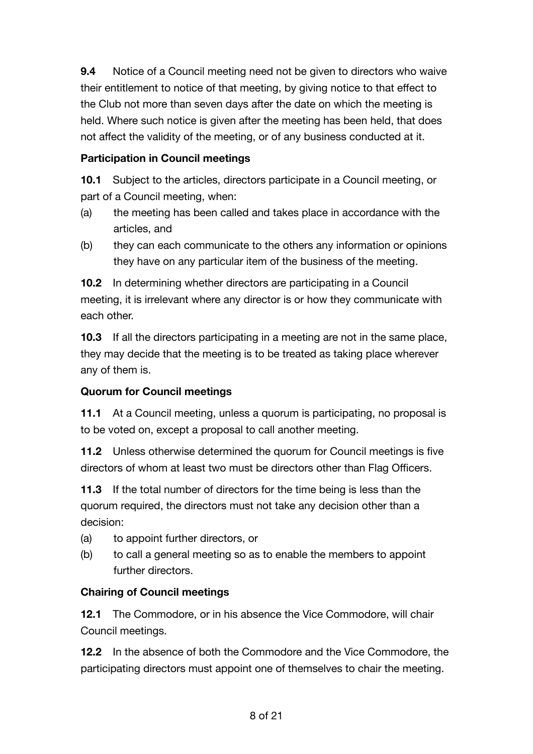**9.4** Notice of a Council meeting need not be given to directors who waive their entitlement to notice of that meeting, by giving notice to that effect to the Club not more than seven days after the date on which the meeting is held. Where such notice is given after the meeting has been held, that does not affect the validity of the meeting, or of any business conducted at it.

**Participation in Council meetings**

**10.1** Subject to the articles, directors participate in a Council meeting, or part of a Council meeting, when:

(a) the meeting has been called and takes place in accordance with the articles, and

(b) they can each communicate to the others any information or opinions they have on any particular item of the business of the meeting.

**10.2** In determining whether directors are participating in a Council meeting, it is irrelevant where any director is or how they communicate with each other.

**10.3** If all the directors participating in a meeting are not in the same place, they may decide that the meeting is to be treated as taking place wherever any of them is.

**Quorum for Council meetings**

**11.1** At a Council meeting, unless a quorum is participating, no proposal is to be voted on, except a proposal to call another meeting.

**11.2** Unless otherwise determined the quorum for Council meetings is five directors of whom at least two must be directors other than Flag Officers.

**11.3** If the total number of directors for the time being is less than the quorum required, the directors must not take any decision other than a decision:

(a) to appoint further directors, or

(b) to call a general meeting so as to enable the members to appoint further directors.

**Chairing of Council meetings**

**12.1** The Commodore, or in his absence the Vice Commodore, will chair Council meetings.

**12.2** In the absence of both the Commodore and the Vice Commodore, the participating directors must appoint one of themselves to chair the meeting.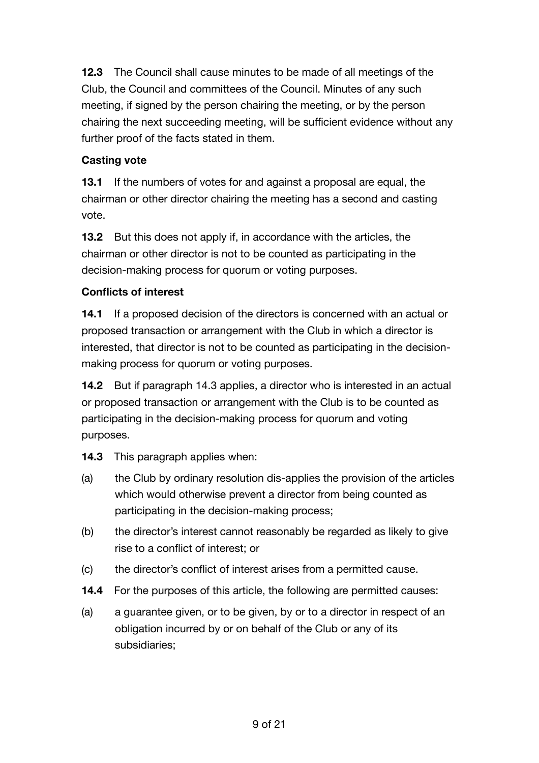**12.3** The Council shall cause minutes to be made of all meetings of the Club, the Council and committees of the Council. Minutes of any such meeting, if signed by the person chairing the meeting, or by the person chairing the next succeeding meeting, will be sufficient evidence without any further proof of the facts stated in them.

**Casting vote**

**13.1** If the numbers of votes for and against a proposal are equal, the chairman or other director chairing the meeting has a second and casting vote.

**13.2** But this does not apply if, in accordance with the articles, the chairman or other director is not to be counted as participating in the decision-making process for quorum or voting purposes.

**Conflicts of interest**

**14.1** If a proposed decision of the directors is concerned with an actual or proposed transaction or arrangement with the Club in which a director is interested, that director is not to be counted as participating in the decision-making process for quorum or voting purposes.

**14.2** But if paragraph 14.3 applies, a director who is interested in an actual or proposed transaction or arrangement with the Club is to be counted as participating in the decision-making process for quorum and voting purposes.

**14.3** This paragraph applies when:

(a) the Club by ordinary resolution dis-applies the provision of the articles which would otherwise prevent a director from being counted as participating in the decision-making process;

(b) the director's interest cannot reasonably be regarded as likely to give rise to a conflict of interest; or

(c) the director's conflict of interest arises from a permitted cause.

**14.4** For the purposes of this article, the following are permitted causes:

(a) a guarantee given, or to be given, by or to a director in respect of an obligation incurred by or on behalf of the Club or any of its subsidiaries;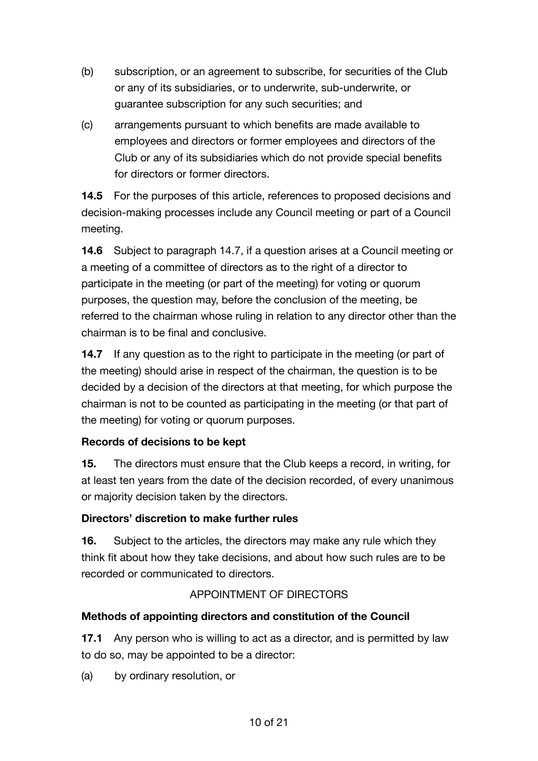(b) subscription, or an agreement to subscribe, for securities of the Club or any of its subsidiaries, or to underwrite, sub-underwrite, or guarantee subscription for any such securities; and

(c) arrangements pursuant to which benefits are made available to employees and directors or former employees and directors of the Club or any of its subsidiaries which do not provide special benefits for directors or former directors.

**14.5** For the purposes of this article, references to proposed decisions and decision-making processes include any Council meeting or part of a Council meeting.

**14.6** Subject to paragraph 14.7, if a question arises at a Council meeting or a meeting of a committee of directors as to the right of a director to participate in the meeting (or part of the meeting) for voting or quorum purposes, the question may, before the conclusion of the meeting, be referred to the chairman whose ruling in relation to any director other than the chairman is to be final and conclusive.

**14.7** If any question as to the right to participate in the meeting (or part of the meeting) should arise in respect of the chairman, the question is to be decided by a decision of the directors at that meeting, for which purpose the chairman is not to be counted as participating in the meeting (or that part of the meeting) for voting or quorum purposes.

**Records of decisions to be kept**

**15.** The directors must ensure that the Club keeps a record, in writing, for at least ten years from the date of the decision recorded, of every unanimous or majority decision taken by the directors.

**Directors' discretion to make further rules**

**16.** Subject to the articles, the directors may make any rule which they think fit about how they take decisions, and about how such rules are to be recorded or communicated to directors.

APPOINTMENT OF DIRECTORS

**Methods of appointing directors and constitution of the Council**

**17.1** Any person who is willing to act as a director, and is permitted by law to do so, may be appointed to be a director:

(a) by ordinary resolution, or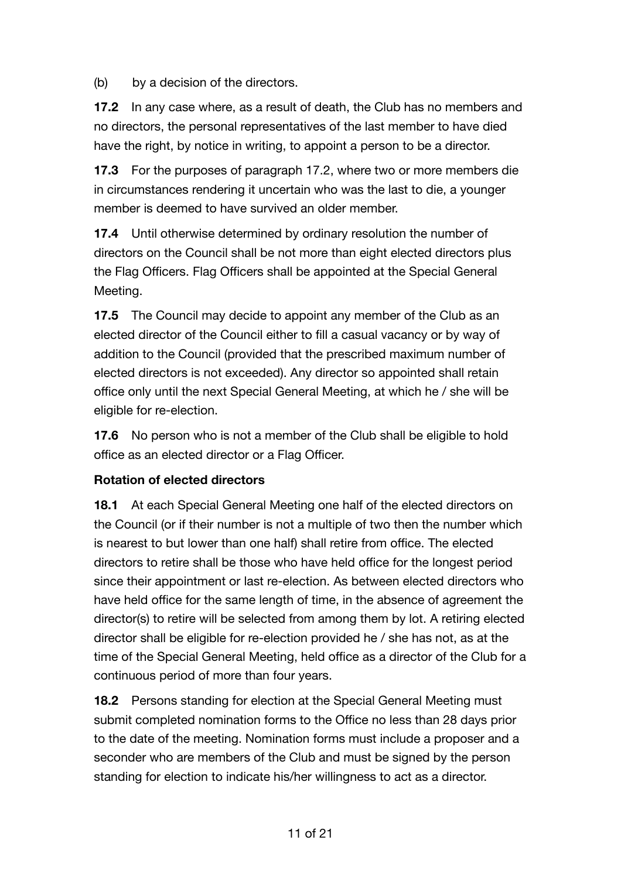(b) by a decision of the directors.

**17.2** In any case where, as a result of death, the Club has no members and no directors, the personal representatives of the last member to have died have the right, by notice in writing, to appoint a person to be a director.

**17.3** For the purposes of paragraph 17.2, where two or more members die in circumstances rendering it uncertain who was the last to die, a younger member is deemed to have survived an older member.

**17.4** Until otherwise determined by ordinary resolution the number of directors on the Council shall be not more than eight elected directors plus the Flag Officers. Flag Officers shall be appointed at the Special General Meeting.

**17.5** The Council may decide to appoint any member of the Club as an elected director of the Council either to fill a casual vacancy or by way of addition to the Council (provided that the prescribed maximum number of elected directors is not exceeded). Any director so appointed shall retain office only until the next Special General Meeting, at which he / she will be eligible for re-election.

**17.6** No person who is not a member of the Club shall be eligible to hold office as an elected director or a Flag Officer.

**Rotation of elected directors**

**18.1** At each Special General Meeting one half of the elected directors on the Council (or if their number is not a multiple of two then the number which is nearest to but lower than one half) shall retire from office. The elected directors to retire shall be those who have held office for the longest period since their appointment or last re-election. As between elected directors who have held office for the same length of time, in the absence of agreement the director(s) to retire will be selected from among them by lot. A retiring elected director shall be eligible for re-election provided he / she has not, as at the time of the Special General Meeting, held office as a director of the Club for a continuous period of more than four years.

**18.2** Persons standing for election at the Special General Meeting must submit completed nomination forms to the Office no less than 28 days prior to the date of the meeting. Nomination forms must include a proposer and a seconder who are members of the Club and must be signed by the person standing for election to indicate his/her willingness to act as a director.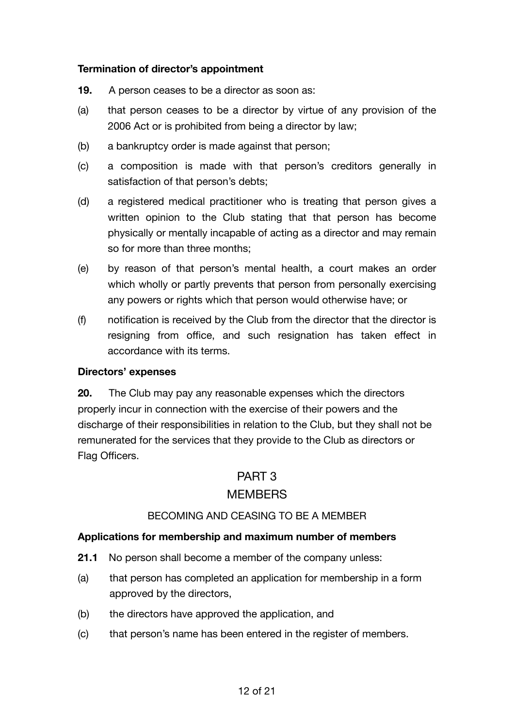**Termination of director's appointment**

**19.** A person ceases to be a director as soon as:

(a) that person ceases to be a director by virtue of any provision of the 2006 Act or is prohibited from being a director by law;

(b) a bankruptcy order is made against that person;

(c) a composition is made with that person's creditors generally in satisfaction of that person's debts;

(d) a registered medical practitioner who is treating that person gives a written opinion to the Club stating that that person has become physically or mentally incapable of acting as a director and may remain so for more than three months;

(e) by reason of that person's mental health, a court makes an order which wholly or partly prevents that person from personally exercising any powers or rights which that person would otherwise have; or

(f) notification is received by the Club from the director that the director is resigning from office, and such resignation has taken effect in accordance with its terms.

**Directors' expenses**

**20.** The Club may pay any reasonable expenses which the directors properly incur in connection with the exercise of their powers and the discharge of their responsibilities in relation to the Club, but they shall not be remunerated for the services that they provide to the Club as directors or Flag Officers.

# PART 3

# MEMBERS

## BECOMING AND CEASING TO BE A MEMBER

**Applications for membership and maximum number of members**

**21.1** No person shall become a member of the company unless:

(a) that person has completed an application for membership in a form approved by the directors,

(b) the directors have approved the application, and

(c) that person's name has been entered in the register of members.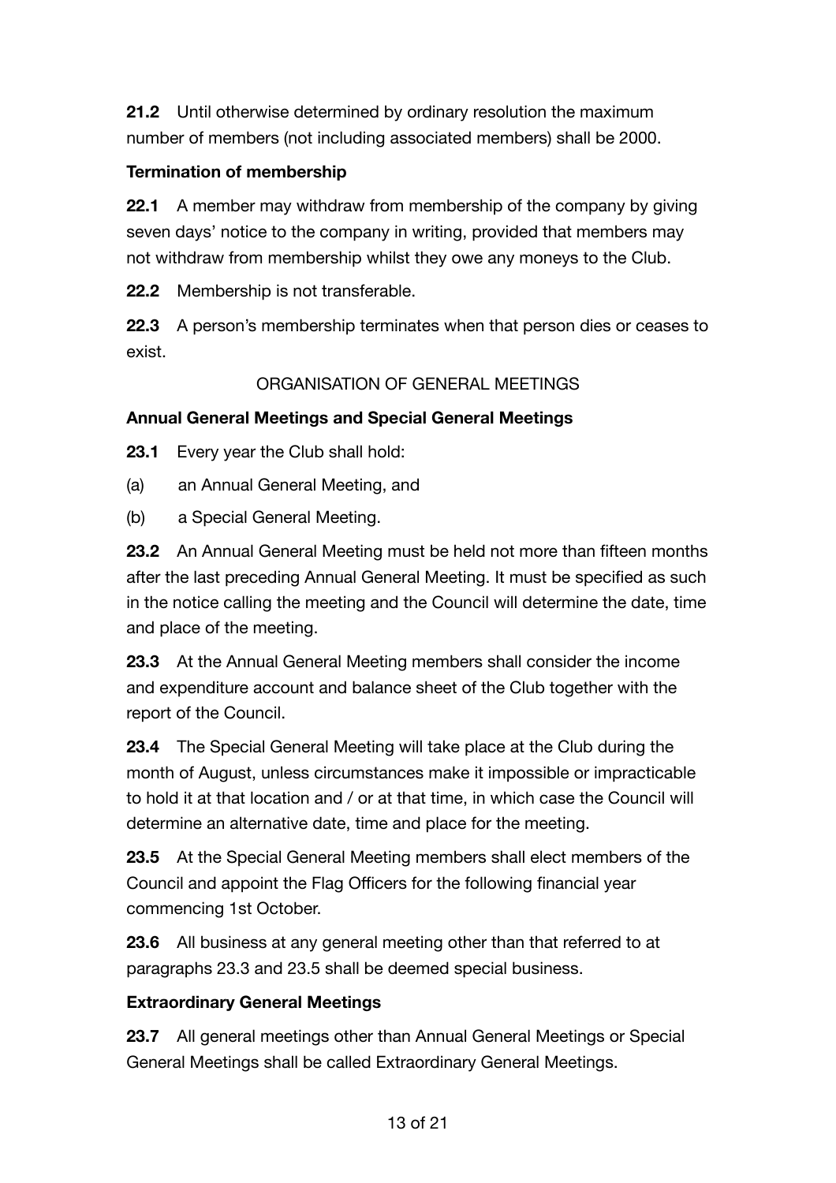**21.2** Until otherwise determined by ordinary resolution the maximum number of members (not including associated members) shall be 2000.

### Termination of membership

**22.1** A member may withdraw from membership of the company by giving seven days' notice to the company in writing, provided that members may not withdraw from membership whilst they owe any moneys to the Club.

**22.2** Membership is not transferable.

**22.3** A person's membership terminates when that person dies or ceases to exist.

## ORGANISATION OF GENERAL MEETINGS

### Annual General Meetings and Special General Meetings

**23.1** Every year the Club shall hold:

(a) an Annual General Meeting, and

(b) a Special General Meeting.

**23.2** An Annual General Meeting must be held not more than fifteen months after the last preceding Annual General Meeting. It must be specified as such in the notice calling the meeting and the Council will determine the date, time and place of the meeting.

**23.3** At the Annual General Meeting members shall consider the income and expenditure account and balance sheet of the Club together with the report of the Council.

**23.4** The Special General Meeting will take place at the Club during the month of August, unless circumstances make it impossible or impracticable to hold it at that location and / or at that time, in which case the Council will determine an alternative date, time and place for the meeting.

**23.5** At the Special General Meeting members shall elect members of the Council and appoint the Flag Officers for the following financial year commencing 1st October.

**23.6** All business at any general meeting other than that referred to at paragraphs 23.3 and 23.5 shall be deemed special business.

### Extraordinary General Meetings

**23.7** All general meetings other than Annual General Meetings or Special General Meetings shall be called Extraordinary General Meetings.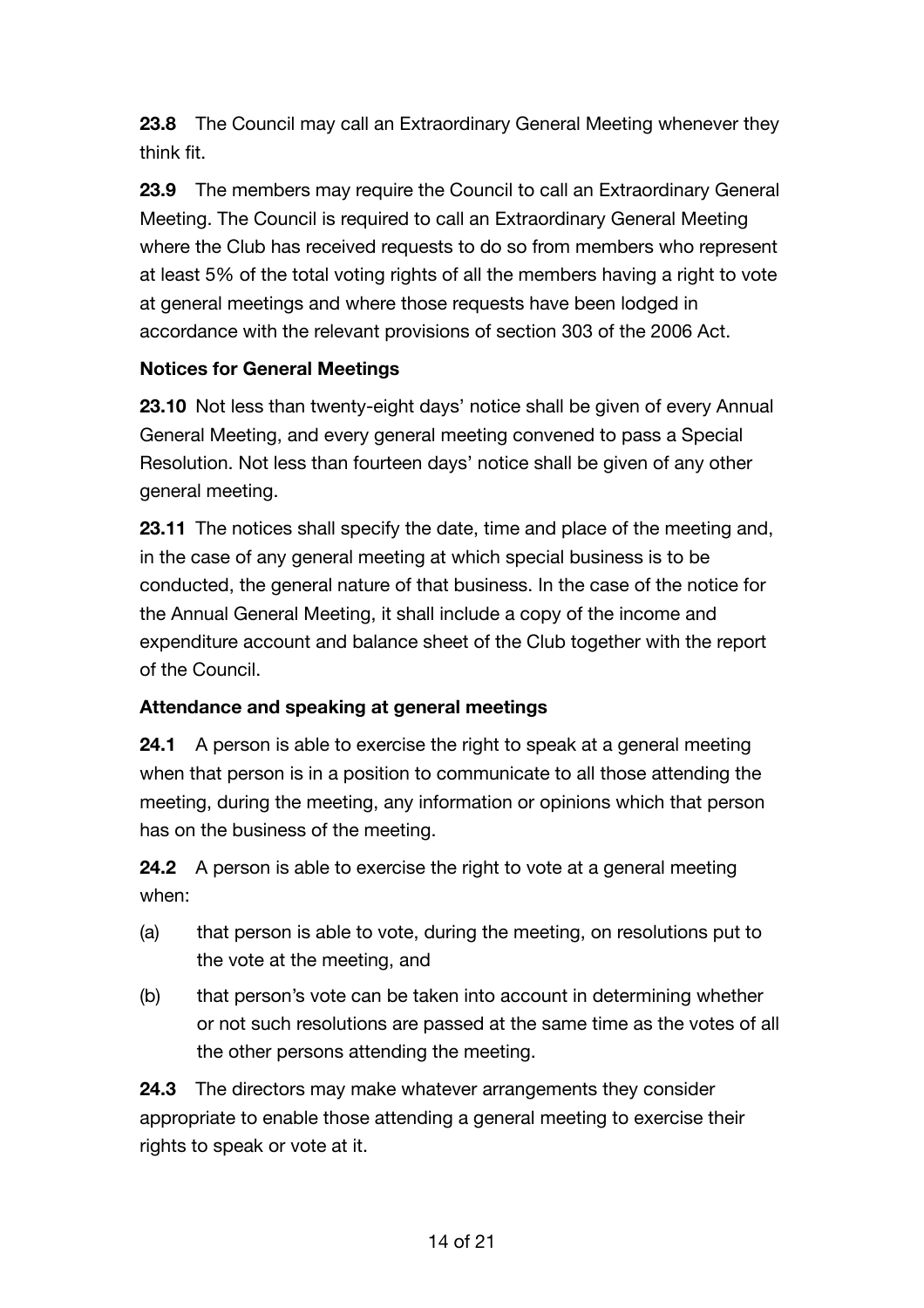**23.8** The Council may call an Extraordinary General Meeting whenever they think fit.

**23.9** The members may require the Council to call an Extraordinary General Meeting. The Council is required to call an Extraordinary General Meeting where the Club has received requests to do so from members who represent at least 5% of the total voting rights of all the members having a right to vote at general meetings and where those requests have been lodged in accordance with the relevant provisions of section 303 of the 2006 Act.

**Notices for General Meetings**

**23.10** Not less than twenty-eight days' notice shall be given of every Annual General Meeting, and every general meeting convened to pass a Special Resolution. Not less than fourteen days' notice shall be given of any other general meeting.

**23.11** The notices shall specify the date, time and place of the meeting and, in the case of any general meeting at which special business is to be conducted, the general nature of that business. In the case of the notice for the Annual General Meeting, it shall include a copy of the income and expenditure account and balance sheet of the Club together with the report of the Council.

**Attendance and speaking at general meetings**

**24.1** A person is able to exercise the right to speak at a general meeting when that person is in a position to communicate to all those attending the meeting, during the meeting, any information or opinions which that person has on the business of the meeting.

**24.2** A person is able to exercise the right to vote at a general meeting when:

(a) that person is able to vote, during the meeting, on resolutions put to the vote at the meeting, and

(b) that person's vote can be taken into account in determining whether or not such resolutions are passed at the same time as the votes of all the other persons attending the meeting.

**24.3** The directors may make whatever arrangements they consider appropriate to enable those attending a general meeting to exercise their rights to speak or vote at it.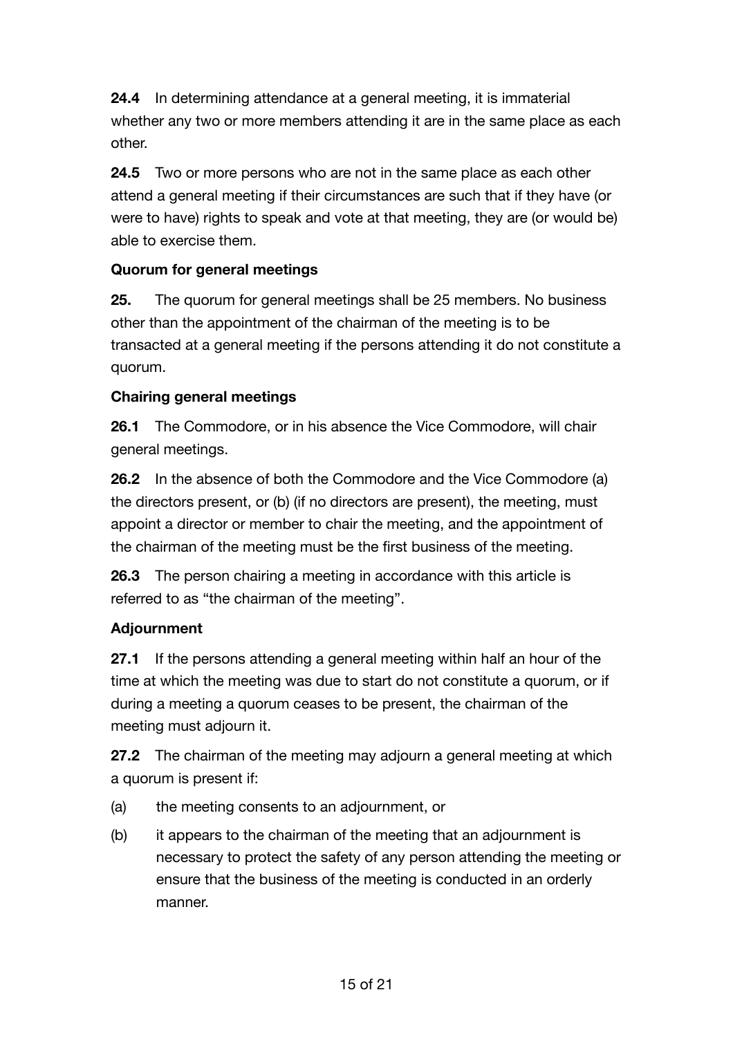**24.4** In determining attendance at a general meeting, it is immaterial whether any two or more members attending it are in the same place as each other.

**24.5** Two or more persons who are not in the same place as each other attend a general meeting if their circumstances are such that if they have (or were to have) rights to speak and vote at that meeting, they are (or would be) able to exercise them.

**Quorum for general meetings**

**25.** The quorum for general meetings shall be 25 members. No business other than the appointment of the chairman of the meeting is to be transacted at a general meeting if the persons attending it do not constitute a quorum.

**Chairing general meetings**

**26.1** The Commodore, or in his absence the Vice Commodore, will chair general meetings.

**26.2** In the absence of both the Commodore and the Vice Commodore (a) the directors present, or (b) (if no directors are present), the meeting, must appoint a director or member to chair the meeting, and the appointment of the chairman of the meeting must be the first business of the meeting.

**26.3** The person chairing a meeting in accordance with this article is referred to as "the chairman of the meeting".

**Adjournment**

**27.1** If the persons attending a general meeting within half an hour of the time at which the meeting was due to start do not constitute a quorum, or if during a meeting a quorum ceases to be present, the chairman of the meeting must adjourn it.

**27.2** The chairman of the meeting may adjourn a general meeting at which a quorum is present if:

(a) the meeting consents to an adjournment, or

(b) it appears to the chairman of the meeting that an adjournment is necessary to protect the safety of any person attending the meeting or ensure that the business of the meeting is conducted in an orderly manner.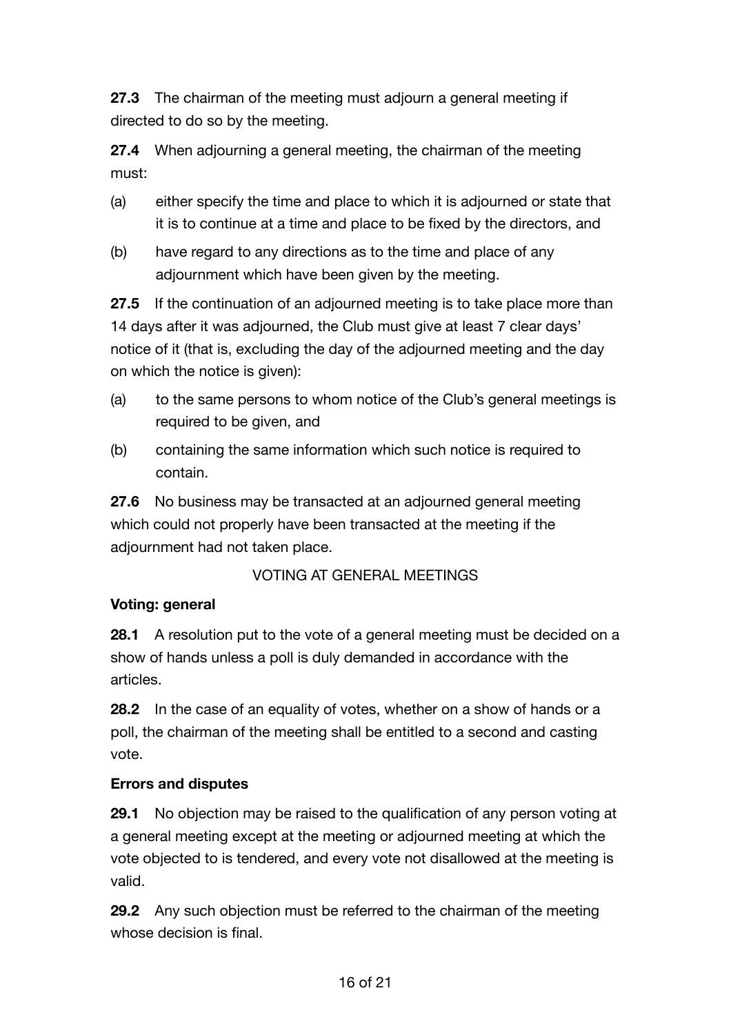**27.3** The chairman of the meeting must adjourn a general meeting if directed to do so by the meeting.

**27.4** When adjourning a general meeting, the chairman of the meeting must:

(a) either specify the time and place to which it is adjourned or state that it is to continue at a time and place to be fixed by the directors, and

(b) have regard to any directions as to the time and place of any adjournment which have been given by the meeting.

**27.5** If the continuation of an adjourned meeting is to take place more than 14 days after it was adjourned, the Club must give at least 7 clear days' notice of it (that is, excluding the day of the adjourned meeting and the day on which the notice is given):

(a) to the same persons to whom notice of the Club's general meetings is required to be given, and

(b) containing the same information which such notice is required to contain.

**27.6** No business may be transacted at an adjourned general meeting which could not properly have been transacted at the meeting if the adjournment had not taken place.

VOTING AT GENERAL MEETINGS

**Voting: general**

**28.1** A resolution put to the vote of a general meeting must be decided on a show of hands unless a poll is duly demanded in accordance with the articles.

**28.2** In the case of an equality of votes, whether on a show of hands or a poll, the chairman of the meeting shall be entitled to a second and casting vote.

**Errors and disputes**

**29.1** No objection may be raised to the qualification of any person voting at a general meeting except at the meeting or adjourned meeting at which the vote objected to is tendered, and every vote not disallowed at the meeting is valid.

**29.2** Any such objection must be referred to the chairman of the meeting whose decision is final.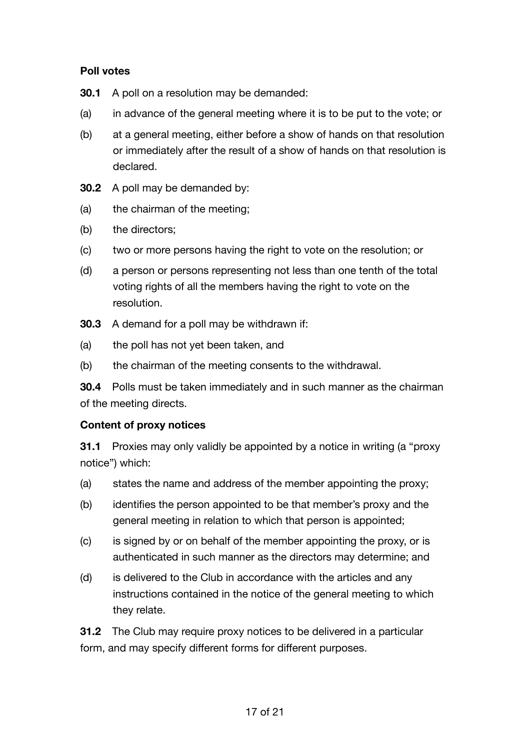**Poll votes**

**30.1** A poll on a resolution may be demanded:

(a) in advance of the general meeting where it is to be put to the vote; or

(b) at a general meeting, either before a show of hands on that resolution or immediately after the result of a show of hands on that resolution is declared.

**30.2** A poll may be demanded by:

(a) the chairman of the meeting;

(b) the directors;

(c) two or more persons having the right to vote on the resolution; or

(d) a person or persons representing not less than one tenth of the total voting rights of all the members having the right to vote on the resolution.

**30.3** A demand for a poll may be withdrawn if:

(a) the poll has not yet been taken, and

(b) the chairman of the meeting consents to the withdrawal.

**30.4** Polls must be taken immediately and in such manner as the chairman of the meeting directs.

**Content of proxy notices**

**31.1** Proxies may only validly be appointed by a notice in writing (a "proxy notice") which:

(a) states the name and address of the member appointing the proxy;

(b) identifies the person appointed to be that member's proxy and the general meeting in relation to which that person is appointed;

(c) is signed by or on behalf of the member appointing the proxy, or is authenticated in such manner as the directors may determine; and

(d) is delivered to the Club in accordance with the articles and any instructions contained in the notice of the general meeting to which they relate.

**31.2** The Club may require proxy notices to be delivered in a particular form, and may specify different forms for different purposes.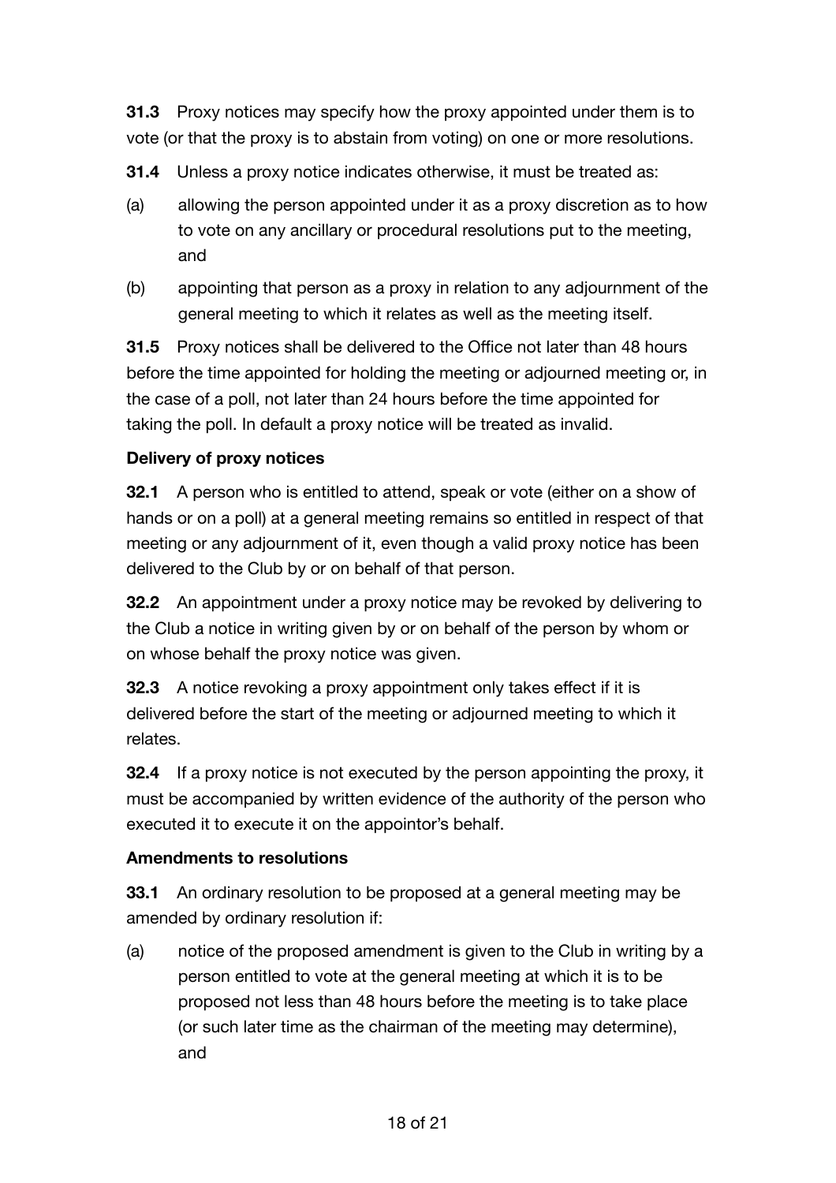**31.3** Proxy notices may specify how the proxy appointed under them is to vote (or that the proxy is to abstain from voting) on one or more resolutions.

**31.4** Unless a proxy notice indicates otherwise, it must be treated as:

(a) allowing the person appointed under it as a proxy discretion as to how to vote on any ancillary or procedural resolutions put to the meeting, and

(b) appointing that person as a proxy in relation to any adjournment of the general meeting to which it relates as well as the meeting itself.

**31.5** Proxy notices shall be delivered to the Office not later than 48 hours before the time appointed for holding the meeting or adjourned meeting or, in the case of a poll, not later than 24 hours before the time appointed for taking the poll. In default a proxy notice will be treated as invalid.

**Delivery of proxy notices**

**32.1** A person who is entitled to attend, speak or vote (either on a show of hands or on a poll) at a general meeting remains so entitled in respect of that meeting or any adjournment of it, even though a valid proxy notice has been delivered to the Club by or on behalf of that person.

**32.2** An appointment under a proxy notice may be revoked by delivering to the Club a notice in writing given by or on behalf of the person by whom or on whose behalf the proxy notice was given.

**32.3** A notice revoking a proxy appointment only takes effect if it is delivered before the start of the meeting or adjourned meeting to which it relates.

**32.4** If a proxy notice is not executed by the person appointing the proxy, it must be accompanied by written evidence of the authority of the person who executed it to execute it on the appointor's behalf.

**Amendments to resolutions**

**33.1** An ordinary resolution to be proposed at a general meeting may be amended by ordinary resolution if:

(a) notice of the proposed amendment is given to the Club in writing by a person entitled to vote at the general meeting at which it is to be proposed not less than 48 hours before the meeting is to take place (or such later time as the chairman of the meeting may determine), and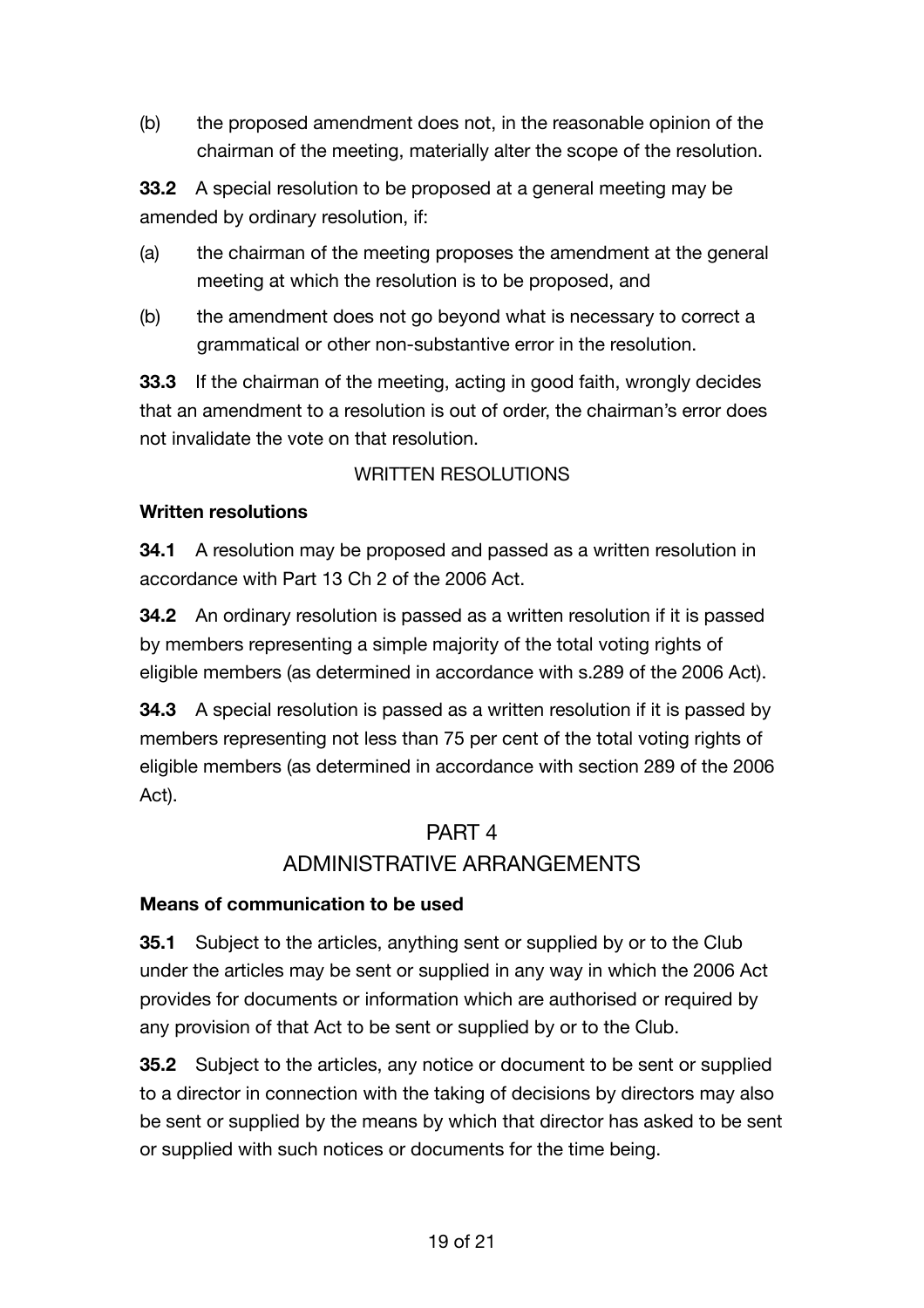(b) the proposed amendment does not, in the reasonable opinion of the chairman of the meeting, materially alter the scope of the resolution.

**33.2** A special resolution to be proposed at a general meeting may be amended by ordinary resolution, if:

(a) the chairman of the meeting proposes the amendment at the general meeting at which the resolution is to be proposed, and

(b) the amendment does not go beyond what is necessary to correct a grammatical or other non-substantive error in the resolution.

**33.3** If the chairman of the meeting, acting in good faith, wrongly decides that an amendment to a resolution is out of order, the chairman's error does not invalidate the vote on that resolution.

WRITTEN RESOLUTIONS

**Written resolutions**

**34.1** A resolution may be proposed and passed as a written resolution in accordance with Part 13 Ch 2 of the 2006 Act.

**34.2** An ordinary resolution is passed as a written resolution if it is passed by members representing a simple majority of the total voting rights of eligible members (as determined in accordance with s.289 of the 2006 Act).

**34.3** A special resolution is passed as a written resolution if it is passed by members representing not less than 75 per cent of the total voting rights of eligible members (as determined in accordance with section 289 of the 2006 Act).

## PART 4
## ADMINISTRATIVE ARRANGEMENTS

**Means of communication to be used**

**35.1** Subject to the articles, anything sent or supplied by or to the Club under the articles may be sent or supplied in any way in which the 2006 Act provides for documents or information which are authorised or required by any provision of that Act to be sent or supplied by or to the Club.

**35.2** Subject to the articles, any notice or document to be sent or supplied to a director in connection with the taking of decisions by directors may also be sent or supplied by the means by which that director has asked to be sent or supplied with such notices or documents for the time being.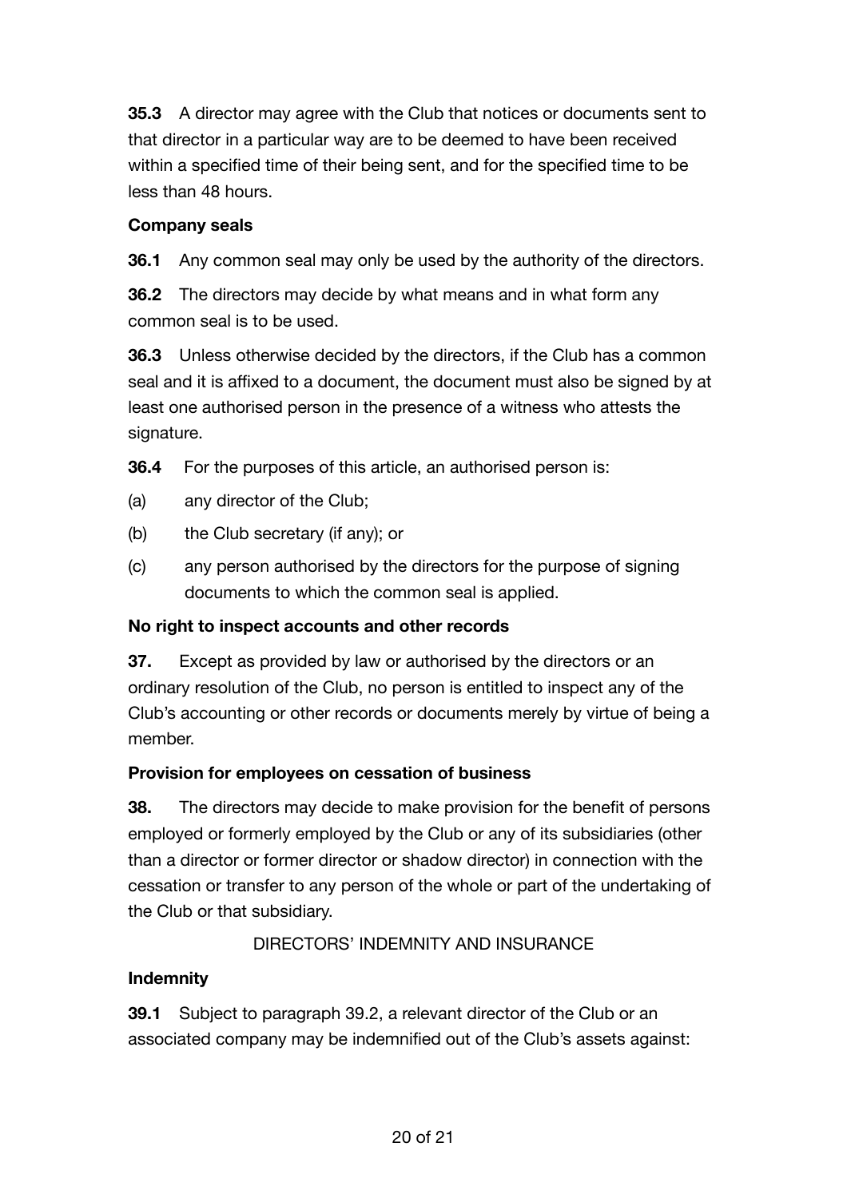**35.3** A director may agree with the Club that notices or documents sent to that director in a particular way are to be deemed to have been received within a specified time of their being sent, and for the specified time to be less than 48 hours.

**Company seals**

**36.1** Any common seal may only be used by the authority of the directors.

**36.2** The directors may decide by what means and in what form any common seal is to be used.

**36.3** Unless otherwise decided by the directors, if the Club has a common seal and it is affixed to a document, the document must also be signed by at least one authorised person in the presence of a witness who attests the signature.

**36.4** For the purposes of this article, an authorised person is:

(a) any director of the Club;

(b) the Club secretary (if any); or

(c) any person authorised by the directors for the purpose of signing documents to which the common seal is applied.

**No right to inspect accounts and other records**

**37.** Except as provided by law or authorised by the directors or an ordinary resolution of the Club, no person is entitled to inspect any of the Club's accounting or other records or documents merely by virtue of being a member.

**Provision for employees on cessation of business**

**38.** The directors may decide to make provision for the benefit of persons employed or formerly employed by the Club or any of its subsidiaries (other than a director or former director or shadow director) in connection with the cessation or transfer to any person of the whole or part of the undertaking of the Club or that subsidiary.

DIRECTORS' INDEMNITY AND INSURANCE

**Indemnity**

**39.1** Subject to paragraph 39.2, a relevant director of the Club or an associated company may be indemnified out of the Club's assets against: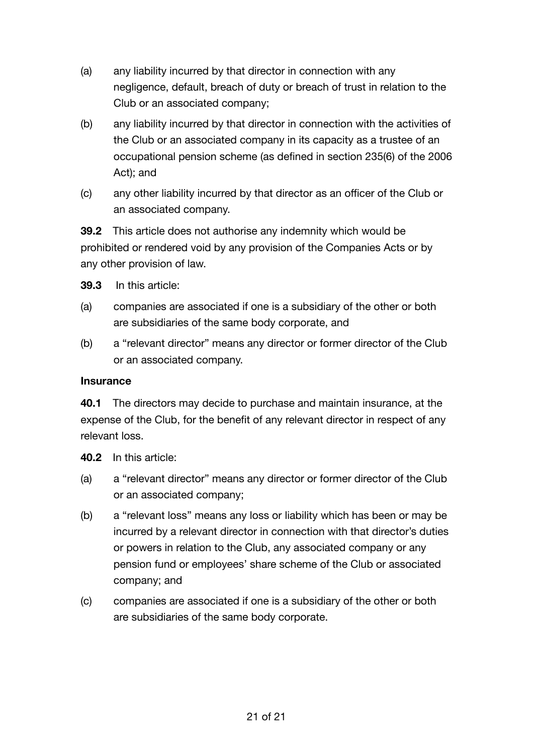(a) any liability incurred by that director in connection with any negligence, default, breach of duty or breach of trust in relation to the Club or an associated company;

(b) any liability incurred by that director in connection with the activities of the Club or an associated company in its capacity as a trustee of an occupational pension scheme (as defined in section 235(6) of the 2006 Act); and

(c) any other liability incurred by that director as an officer of the Club or an associated company.

**39.2** This article does not authorise any indemnity which would be prohibited or rendered void by any provision of the Companies Acts or by any other provision of law.

**39.3** In this article:

(a) companies are associated if one is a subsidiary of the other or both are subsidiaries of the same body corporate, and

(b) a "relevant director" means any director or former director of the Club or an associated company.

**Insurance**

**40.1** The directors may decide to purchase and maintain insurance, at the expense of the Club, for the benefit of any relevant director in respect of any relevant loss.

**40.2** In this article:

(a) a "relevant director" means any director or former director of the Club or an associated company;

(b) a "relevant loss" means any loss or liability which has been or may be incurred by a relevant director in connection with that director's duties or powers in relation to the Club, any associated company or any pension fund or employees' share scheme of the Club or associated company; and

(c) companies are associated if one is a subsidiary of the other or both are subsidiaries of the same body corporate.